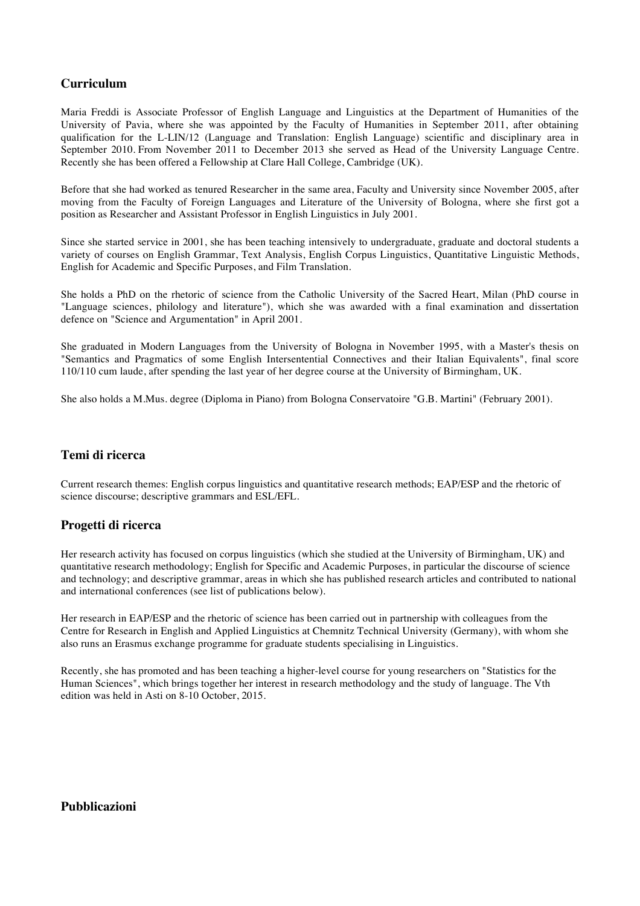## Curriculum

Maria Freddi is Associate Professor of English Language and Linguistics at the Department of Humanities of the University of Pavia, where she was appointed by the Faculty of Humanities in September 2011, after obtaining qualification for the L-LIN/12 (Language and Translation: English Language) scientific and disciplinary area in September 2010. From November 2011 to December 2013 she served as Head of the University Language Centre. Recently she has been offered a Fellowship at Clare Hall College, Cambridge (UK).

Before that she had worked as tenured Researcher in the same area, Faculty and University since November 2005, after moving from the Faculty of Foreign Languages and Literature of the University of Bologna, where she first got a position as Researcher and Assistant Professor in English Linguistics in July 2001.

Since she started service in 2001, she has been teaching intensively to undergraduate, graduate and doctoral students a variety of courses on English Grammar, Text Analysis, English Corpus Linguistics, Quantitative Linguistic Methods, English for Academic and Specific Purposes, and Film Translation.

She holds a PhD on the rhetoric of science from the Catholic University of the Sacred Heart, Milan (PhD course in "Language sciences, philology and literature"), which she was awarded with a final examination and dissertation defence on "Science and Argumentation" in April 2001.

She graduated in Modern Languages from the University of Bologna in November 1995, with a Master's thesis on "Semantics and Pragmatics of some English Intersentential Connectives and their Italian Equivalents", final score 110/110 cum laude, after spending the last year of her degree course at the University of Birmingham, UK.

She also holds a M.Mus. degree (Diploma in Piano) from Bologna Conservatoire "G.B. Martini" (February 2001).

## Temi di ricerca

Current research themes: English corpus linguistics and quantitative research methods; EAP/ESP and the rhetoric of science discourse; descriptive grammars and ESL/EFL.

## Progetti di ricerca

Her research activity has focused on corpus linguistics (which she studied at the University of Birmingham, UK) and quantitative research methodology; English for Specific and Academic Purposes, in particular the discourse of science and technology; and descriptive grammar, areas in which she has published research articles and contributed to national and international conferences (see list of publications below).

Her research in EAP/ESP and the rhetoric of science has been carried out in partnership with colleagues from the Centre for Research in English and Applied Linguistics at Chemnitz Technical University (Germany), with whom she also runs an Erasmus exchange programme for graduate students specialising in Linguistics.

Recently, she has promoted and has been teaching a higher-level course for young researchers on "Statistics for the Human Sciences", which brings together her interest in research methodology and the study of language. The Vth edition was held in Asti on 8-10 October, 2015.

## Pubblicazioni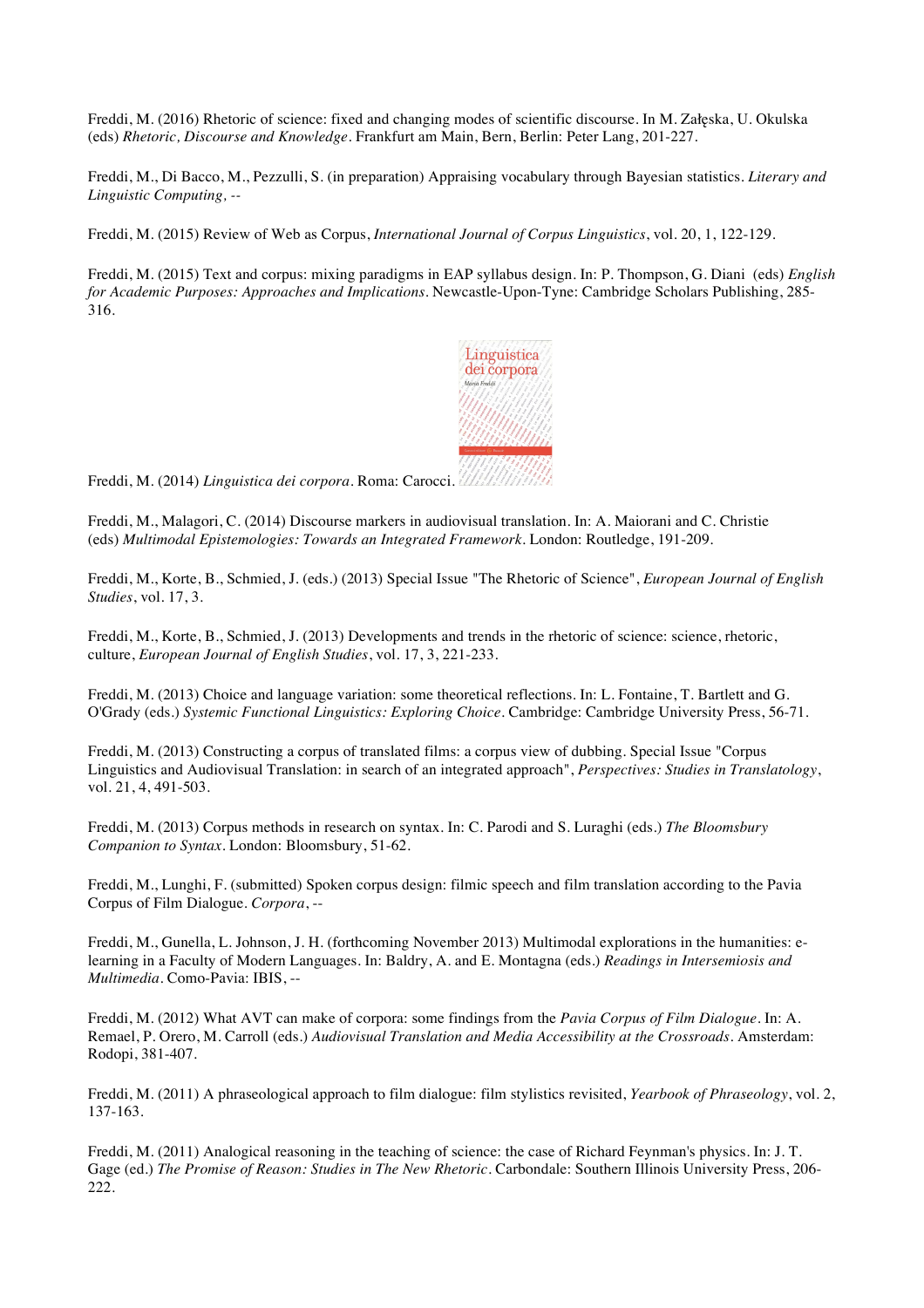Freddi, M. (2016) Rhetoric of science: fixed and changing modes of scientific discourse. In M. Załęska, U. Okulska (eds) *Rhetoric, Discourse and Knowledge*. Frankfurt am Main, Bern, Berlin: Peter Lang, 201-227.

Freddi, M., Di Bacco, M., Pezzulli, S. (in preparation) Appraising vocabulary through Bayesian statistics. *Literary and Linguistic Computing*, --

Freddi, M. (2015) Review of Web as Corpus, *International Journal of Corpus Linguistics*, vol. 20, 1, 122-129.

Freddi, M. (2015) Text and corpus: mixing paradigms in EAP syllabus design. In: P. Thompson, G. Diani (eds) *English for Academic Purposes: Approaches and Implications*. Newcastle-Upon-Tyne: Cambridge Scholars Publishing, 285-316.

Freddi, M. (2014) *Linguistica dei corpora*. Roma: Carocci.

Freddi, M., Malagori, C. (2014) Discourse markers in audiovisual translation. In: A. Maiorani and C. Christie (eds) *Multimodal Epistemologies: Towards an Integrated Framework*. London: Routledge, 191-209.

Freddi, M., Korte, B., Schmied, J. (eds.) (2013) Special Issue "The Rhetoric of Science", *European Journal of English Studies*, vol. 17, 3.

Freddi, M., Korte, B., Schmied, J. (2013) Developments and trends in the rhetoric of science: science, rhetoric, culture, *European Journal of English Studies*, vol. 17, 3, 221-233.

Freddi, M. (2013) Choice and language variation: some theoretical reflections. In: L. Fontaine, T. Bartlett and G. O'Grady (eds.) *Systemic Functional Linguistics: Exploring Choice*. Cambridge: Cambridge University Press, 56-71.

Freddi, M. (2013) Constructing a corpus of translated films: a corpus view of dubbing. Special Issue "Corpus Linguistics and Audiovisual Translation: in search of an integrated approach", *Perspectives: Studies in Translatology*, vol. 21, 4, 491-503.

Freddi, M. (2013) Corpus methods in research on syntax. In: C. Parodi and S. Luraghi (eds.) *The Bloomsbury Companion to Syntax*. London: Bloomsbury, 51-62.

Freddi, M., Lunghi, F. (submitted) Spoken corpus design: filmic speech and film translation according to the Pavia Corpus of Film Dialogue. *Corpora*, --

Freddi, M., Gunella, L. Johnson, J. H. (forthcoming November 2013) Multimodal explorations in the humanities: e-learning in a Faculty of Modern Languages. In: Baldry, A. and E. Montagna (eds.) *Readings in Intersemiosis and Multimedia*. Como-Pavia: IBIS, --

Freddi, M. (2012) What AVT can make of corpora: some findings from the *Pavia Corpus of Film Dialogue*. In: A. Remael, P. Orero, M. Carroll (eds.) *Audiovisual Translation and Media Accessibility at the Crossroads*. Amsterdam: Rodopi, 381-407.

Freddi, M. (2011) A phraseological approach to film dialogue: film stylistics revisited, *Yearbook of Phraseology*, vol. 2, 137-163.

Freddi, M. (2011) Analogical reasoning in the teaching of science: the case of Richard Feynman's physics. In: J. T. Gage (ed.) *The Promise of Reason: Studies in The New Rhetoric*. Carbondale: Southern Illinois University Press, 206-222.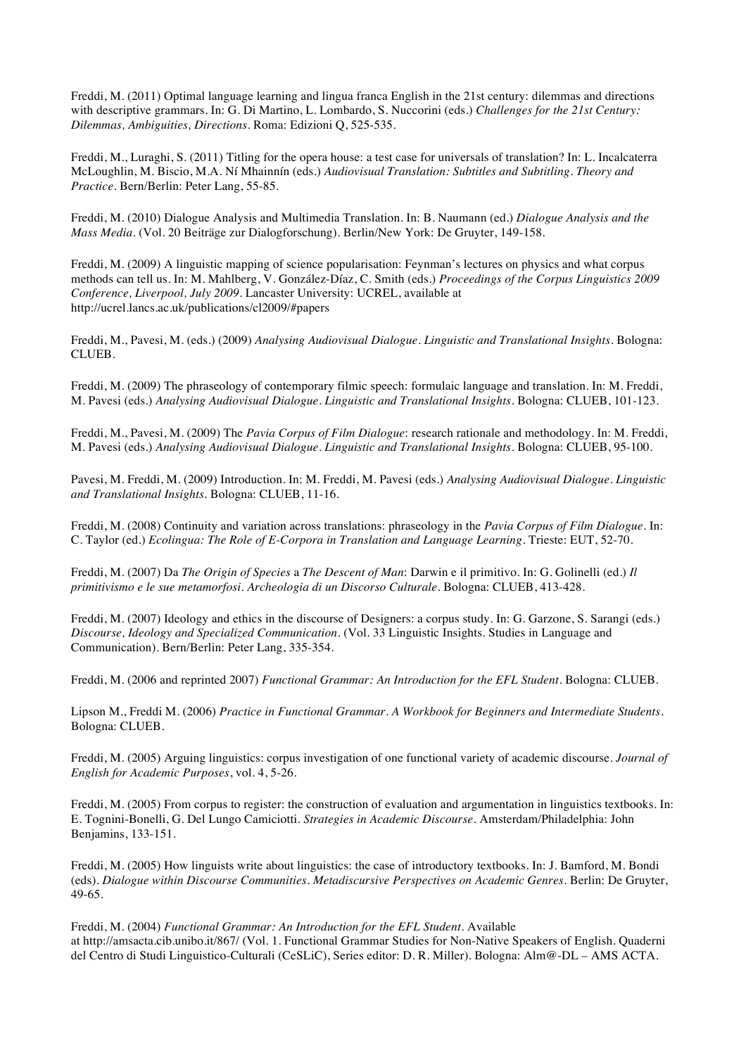Freddi, M. (2011) Optimal language learning and lingua franca English in the 21st century: dilemmas and directions with descriptive grammars. In: G. Di Martino, L. Lombardo, S. Nuccorini (eds.) *Challenges for the 21st Century: Dilemmas, Ambiguities, Directions*. Roma: Edizioni Q, 525-535.

Freddi, M., Luraghi, S. (2011) Titling for the opera house: a test case for universals of translation? In: L. Incalcaterra McLoughlin, M. Biscio, M.A. Ní Mhainnín (eds.) *Audiovisual Translation: Subtitles and Subtitling. Theory and Practice*. Bern/Berlin: Peter Lang, 55-85.

Freddi, M. (2010) Dialogue Analysis and Multimedia Translation. In: B. Naumann (ed.) *Dialogue Analysis and the Mass Media*. (Vol. 20 Beiträge zur Dialogforschung). Berlin/New York: De Gruyter, 149-158.

Freddi, M. (2009) A linguistic mapping of science popularisation: Feynman's lectures on physics and what corpus methods can tell us. In: M. Mahlberg, V. González-Díaz, C. Smith (eds.) *Proceedings of the Corpus Linguistics 2009 Conference, Liverpool, July 2009*. Lancaster University: UCREL, available at http://ucrel.lancs.ac.uk/publications/cl2009/#papers

Freddi, M., Pavesi, M. (eds.) (2009) *Analysing Audiovisual Dialogue. Linguistic and Translational Insights*. Bologna: CLUEB.

Freddi, M. (2009) The phraseology of contemporary filmic speech: formulaic language and translation. In: M. Freddi, M. Pavesi (eds.) *Analysing Audiovisual Dialogue. Linguistic and Translational Insights*. Bologna: CLUEB, 101-123.

Freddi, M., Pavesi, M. (2009) The *Pavia Corpus of Film Dialogue*: research rationale and methodology. In: M. Freddi, M. Pavesi (eds.) *Analysing Audiovisual Dialogue. Linguistic and Translational Insights*. Bologna: CLUEB, 95-100.

Pavesi, M. Freddi, M. (2009) Introduction. In: M. Freddi, M. Pavesi (eds.) *Analysing Audiovisual Dialogue. Linguistic and Translational Insights*. Bologna: CLUEB, 11-16.

Freddi, M. (2008) Continuity and variation across translations: phraseology in the *Pavia Corpus of Film Dialogue*. In: C. Taylor (ed.) *Ecolingua: The Role of E-Corpora in Translation and Language Learning*. Trieste: EUT, 52-70.

Freddi, M. (2007) Da *The Origin of Species* a *The Descent of Man*: Darwin e il primitivo. In: G. Golinelli (ed.) *Il primitivismo e le sue metamorfosi. Archeologia di un Discorso Culturale*. Bologna: CLUEB, 413-428.

Freddi, M. (2007) Ideology and ethics in the discourse of Designers: a corpus study. In: G. Garzone, S. Sarangi (eds.) *Discourse, Ideology and Specialized Communication*. (Vol. 33 Linguistic Insights. Studies in Language and Communication). Bern/Berlin: Peter Lang, 335-354.

Freddi, M. (2006 and reprinted 2007) *Functional Grammar: An Introduction for the EFL Student*. Bologna: CLUEB.

Lipson M., Freddi M. (2006) *Practice in Functional Grammar. A Workbook for Beginners and Intermediate Students*. Bologna: CLUEB.

Freddi, M. (2005) Arguing linguistics: corpus investigation of one functional variety of academic discourse. *Journal of English for Academic Purposes*, vol. 4, 5-26.

Freddi, M. (2005) From corpus to register: the construction of evaluation and argumentation in linguistics textbooks. In: E. Tognini-Bonelli, G. Del Lungo Camiciotti. *Strategies in Academic Discourse*. Amsterdam/Philadelphia: John Benjamins, 133-151.

Freddi, M. (2005) How linguists write about linguistics: the case of introductory textbooks. In: J. Bamford, M. Bondi (eds). *Dialogue within Discourse Communities. Metadiscursive Perspectives on Academic Genres*. Berlin: De Gruyter, 49-65.

Freddi, M. (2004) *Functional Grammar: An Introduction for the EFL Student*. Available at http://amsacta.cib.unibo.it/867/ (Vol. 1. Functional Grammar Studies for Non-Native Speakers of English. Quaderni del Centro di Studi Linguistico-Culturali (CeSLiC), Series editor: D. R. Miller). Bologna: Alm@-DL – AMS ACTA.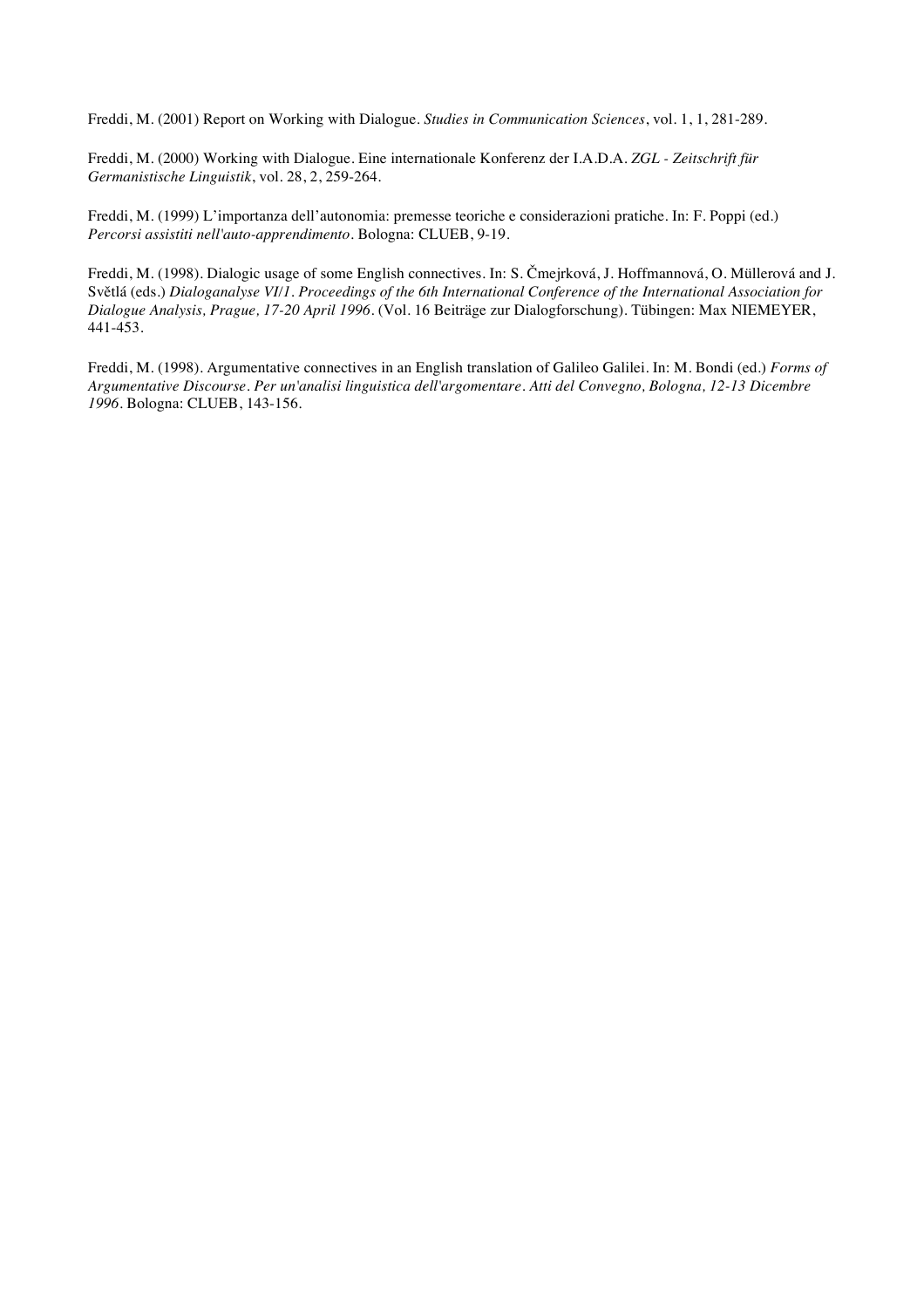Freddi, M. (2001) Report on Working with Dialogue. *Studies in Communication Sciences*, vol. 1, 1, 281-289.

Freddi, M. (2000) Working with Dialogue. Eine internationale Konferenz der I.A.D.A. *ZGL - Zeitschrift für Germanistische Linguistik*, vol. 28, 2, 259-264.

Freddi, M. (1999) L'importanza dell'autonomia: premesse teoriche e considerazioni pratiche. In: F. Poppi (ed.) *Percorsi assistiti nell'auto-apprendimento*. Bologna: CLUEB, 9-19.

Freddi, M. (1998). Dialogic usage of some English connectives. In: S. Čmejrková, J. Hoffmannová, O. Müllerová and J. Světlá (eds.) *Dialoganalyse VI/1. Proceedings of the 6th International Conference of the International Association for Dialogue Analysis, Prague, 17-20 April 1996*. (Vol. 16 Beiträge zur Dialogforschung). Tübingen: Max NIEMEYER, 441-453.

Freddi, M. (1998). Argumentative connectives in an English translation of Galileo Galilei. In: M. Bondi (ed.) *Forms of Argumentative Discourse. Per un'analisi linguistica dell'argomentare. Atti del Convegno, Bologna, 12-13 Dicembre 1996*. Bologna: CLUEB, 143-156.